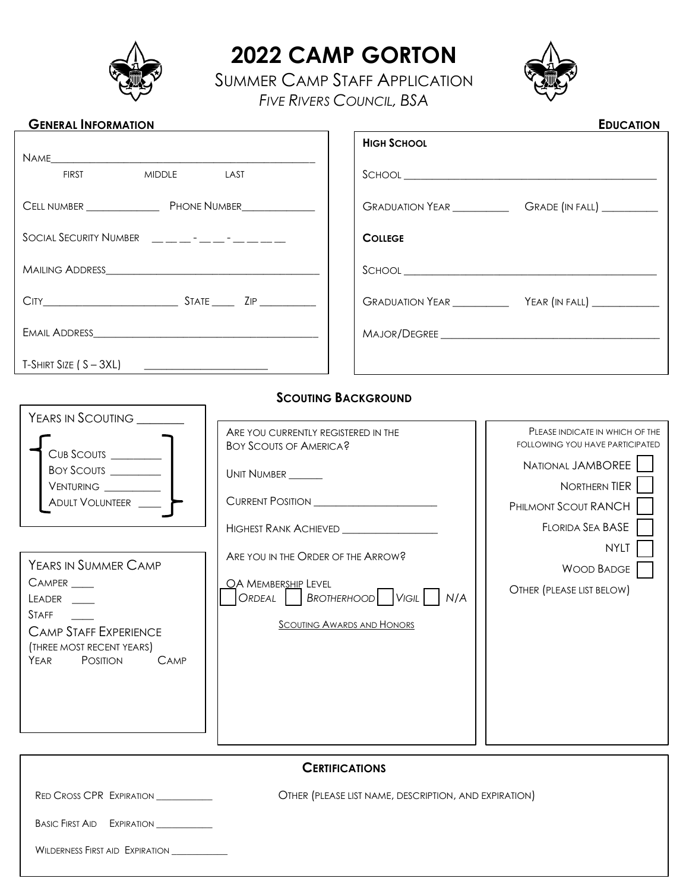# 2022 CAMP GORTON

SUMMER CAMP STAFF APPLICATION

*FIVE RIVERS COUNCIL, BSA*

## GENERAL INFORMATION

NAME_______________________________________________

FIRST MIDDLE LAST

CELL NUMBER _____________ PHONE NUMBER_____________

SOCIAL SECURITY NUMBER __ __ __ - __ __ - __ __ __ __

MAILING ADDRESS_____________________________________

CITY______________________ STATE ____ ZIP __________

EMAIL ADDRESS______________________________________

T-SHIRT SIZE ( S – 3XL) ____________________

## EDUCATION

**HIGH SCHOOL**

SCHOOL ____________________________________________

GRADUATION YEAR __________ GRADE (IN FALL) __________

**COLLEGE**

SCHOOL ____________________________________________

GRADUATION YEAR __________ YEAR (IN FALL) ____________

MAJOR/DEGREE ______________________________________

## SCOUTING BACKGROUND

YEARS IN SCOUTING ________

- CUB SCOUTS _________
- BOY SCOUTS _________
- VENTURING __________
- ADULT VOLUNTEER ____

YEARS IN SUMMER CAMP

CAMPER ____

LEADER ____

STAFF ____

CAMP STAFF EXPERIENCE

(THREE MOST RECENT YEARS)

| YEAR | POSITION | CAMP |
|---|---|---|
| | | |

ARE YOU CURRENTLY REGISTERED IN THE BOY SCOUTS OF AMERICA?

UNIT NUMBER ______

CURRENT POSITION ______________________

HIGHEST RANK ACHIEVED _________________

ARE YOU IN THE ORDER OF THE ARROW?

OA MEMBERSHIP LEVEL

☐ *ORDEAL* ☐ *BROTHERHOOD* ☐ *VIGIL* ☐ N/A

SCOUTING AWARDS AND HONORS

PLEASE INDICATE IN WHICH OF THE FOLLOWING YOU HAVE PARTICIPATED

- NATIONAL JAMBOREE ☐
- NORTHERN TIER ☐
- PHILMONT SCOUT RANCH ☐
- FLORIDA SEA BASE ☐
- NYLT ☐
- WOOD BADGE ☐

OTHER (PLEASE LIST BELOW)

## CERTIFICATIONS

RED CROSS CPR EXPIRATION ___________

BASIC FIRST AID EXPIRATION ___________

WILDERNESS FIRST AID EXPIRATION ___________

OTHER (PLEASE LIST NAME, DESCRIPTION, AND EXPIRATION)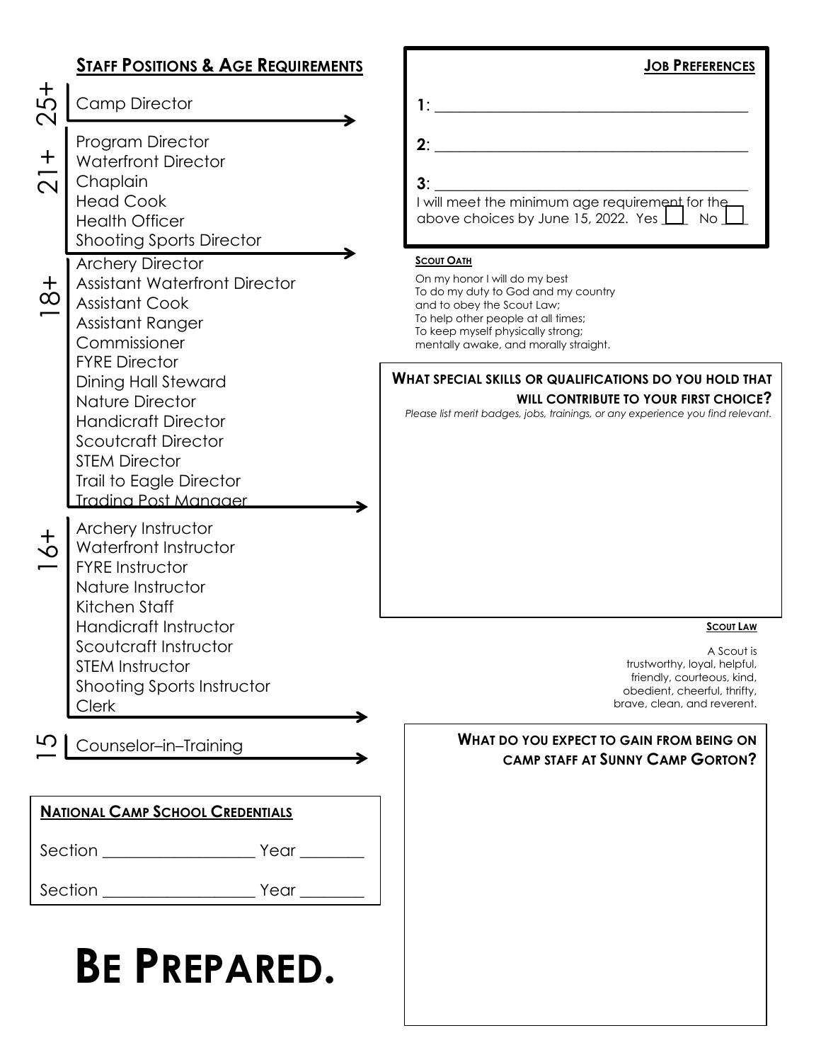## Staff Positions & Age Requirements

**25+**
- Camp Director

**21+**
- Program Director
- Waterfront Director
- Chaplain
- Head Cook
- Health Officer
- Shooting Sports Director

**18+**
- Archery Director
- Assistant Waterfront Director
- Assistant Cook
- Assistant Ranger
- Commissioner
- FYRE Director
- Dining Hall Steward
- Nature Director
- Handicraft Director
- Scoutcraft Director
- STEM Director
- Trail to Eagle Director
- Trading Post Manager

**16+**
- Archery Instructor
- Waterfront Instructor
- FYRE Instructor
- Nature Instructor
- Kitchen Staff
- Handicraft Instructor
- Scoutcraft Instructor
- STEM Instructor
- Shooting Sports Instructor
- Clerk

**15**
- Counselor–in–Training

## Job Preferences

**1**: ________________________________________

**2**: ________________________________________

**3**: ________________________________________

I will meet the minimum age requirement for the above choices by June 15, 2022. Yes ☐ No ☐

### Scout Oath

On my honor I will do my best
To do my duty to God and my country
and to obey the Scout Law;
To help other people at all times;
To keep myself physically strong;
mentally awake, and morally straight.

## What special skills or qualifications do you hold that will contribute to your first choice?

*Please list merit badges, jobs, trainings, or any experience you find relevant.*

### Scout Law

A Scout is
trustworthy, loyal, helpful,
friendly, courteous, kind,
obedient, cheerful, thrifty,
brave, clean, and reverent.

## National Camp School Credentials

Section __________________ Year _______

Section __________________ Year _______

## What do you expect to gain from being on camp staff at Sunny Camp Gorton?

# Be Prepared.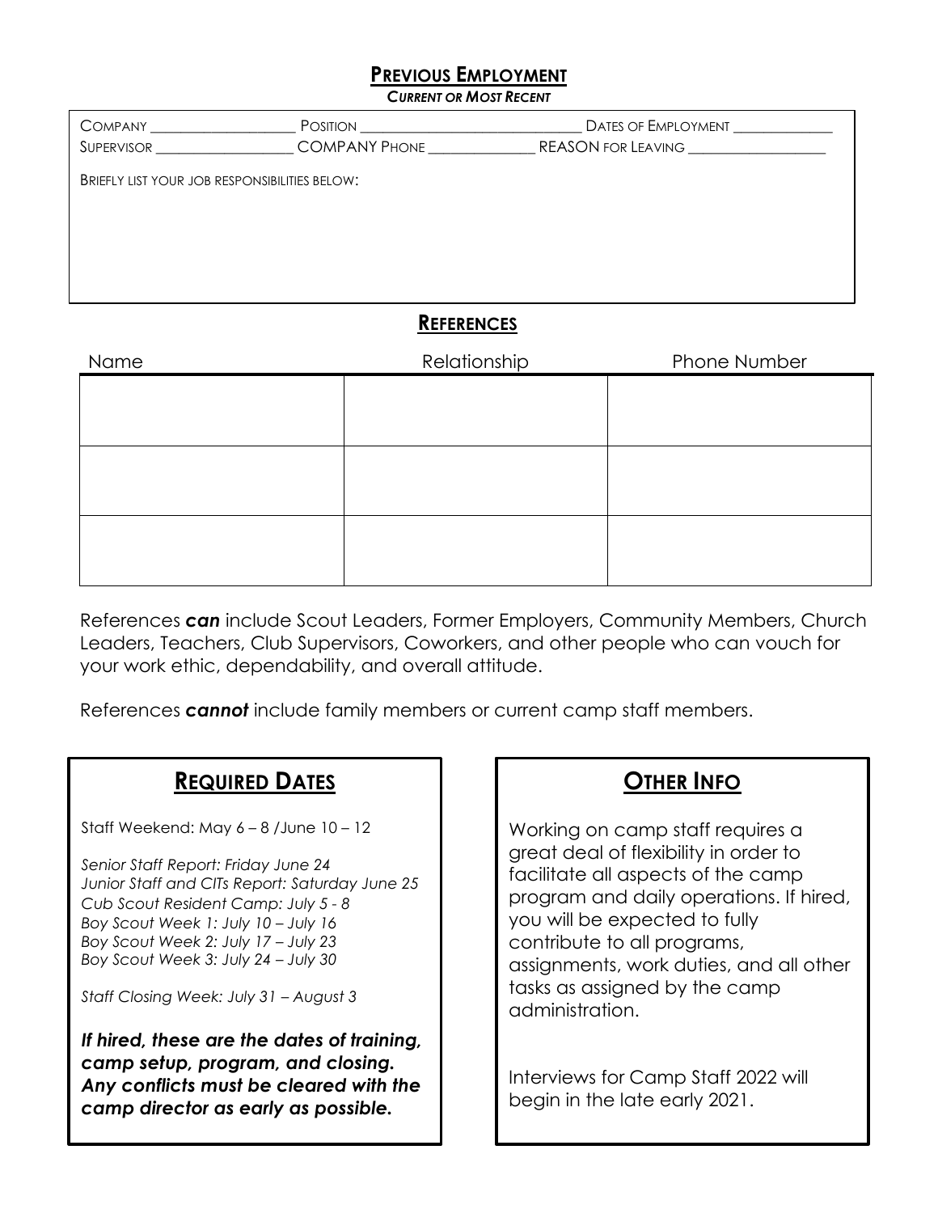## PREVIOUS EMPLOYMENT

***CURRENT OR MOST RECENT***

COMPANY __________________ POSITION ____________________________ DATES OF EMPLOYMENT _____________

SUPERVISOR _________________ COMPANY PHONE _____________ REASON FOR LEAVING _________________

BRIEFLY LIST YOUR JOB RESPONSIBILITIES BELOW:

## REFERENCES

| Name | Relationship | Phone Number |
|---|---|---|
| | | |
| | | |
| | | |

References ***can*** include Scout Leaders, Former Employers, Community Members, Church Leaders, Teachers, Club Supervisors, Coworkers, and other people who can vouch for your work ethic, dependability, and overall attitude.

References ***cannot*** include family members or current camp staff members.

## REQUIRED DATES

Staff Weekend: May 6 – 8 /June 10 – 12

*Senior Staff Report: Friday June 24*
*Junior Staff and CITs Report: Saturday June 25*
*Cub Scout Resident Camp: July 5 - 8*
*Boy Scout Week 1: July 10 – July 16*
*Boy Scout Week 2: July 17 – July 23*
*Boy Scout Week 3: July 24 – July 30*

*Staff Closing Week: July 31 – August 3*

***If hired, these are the dates of training, camp setup, program, and closing. Any conflicts must be cleared with the camp director as early as possible.***

## OTHER INFO

Working on camp staff requires a great deal of flexibility in order to facilitate all aspects of the camp program and daily operations. If hired, you will be expected to fully contribute to all programs, assignments, work duties, and all other tasks as assigned by the camp administration.

Interviews for Camp Staff 2022 will begin in the late early 2021.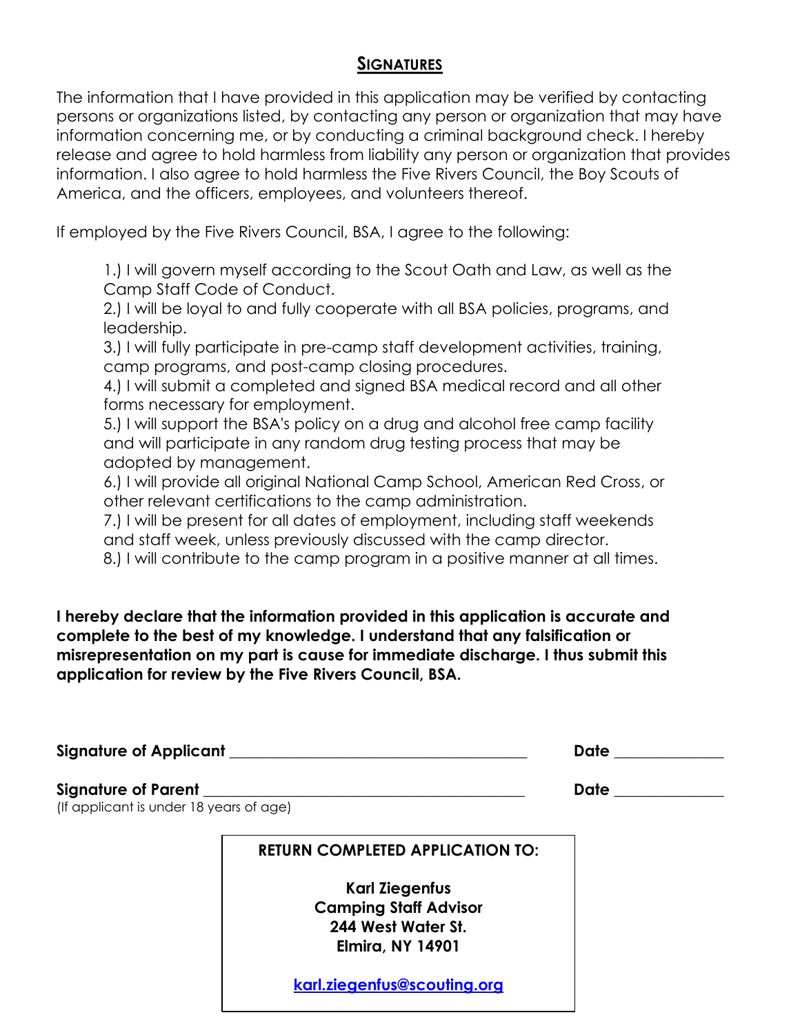## **SIGNATURES**

The information that I have provided in this application may be verified by contacting persons or organizations listed, by contacting any person or organization that may have information concerning me, or by conducting a criminal background check. I hereby release and agree to hold harmless from liability any person or organization that provides information. I also agree to hold harmless the Five Rivers Council, the Boy Scouts of America, and the officers, employees, and volunteers thereof.

If employed by the Five Rivers Council, BSA, I agree to the following:

1.) I will govern myself according to the Scout Oath and Law, as well as the Camp Staff Code of Conduct.
2.) I will be loyal to and fully cooperate with all BSA policies, programs, and leadership.
3.) I will fully participate in pre-camp staff development activities, training, camp programs, and post-camp closing procedures.
4.) I will submit a completed and signed BSA medical record and all other forms necessary for employment.
5.) I will support the BSA's policy on a drug and alcohol free camp facility and will participate in any random drug testing process that may be adopted by management.
6.) I will provide all original National Camp School, American Red Cross, or other relevant certifications to the camp administration.
7.) I will be present for all dates of employment, including staff weekends and staff week, unless previously discussed with the camp director.
8.) I will contribute to the camp program in a positive manner at all times.

**I hereby declare that the information provided in this application is accurate and complete to the best of my knowledge. I understand that any falsification or misrepresentation on my part is cause for immediate discharge. I thus submit this application for review by the Five Rivers Council, BSA.**

**Signature of Applicant** ______________________________________ **Date** ______________

**Signature of Parent** ________________________________________ **Date** ______________
(If applicant is under 18 years of age)

**RETURN COMPLETED APPLICATION TO:**

**Karl Ziegenfus**
**Camping Staff Advisor**
**244 West Water St.**
**Elmira, NY 14901**

**karl.ziegenfus@scouting.org**